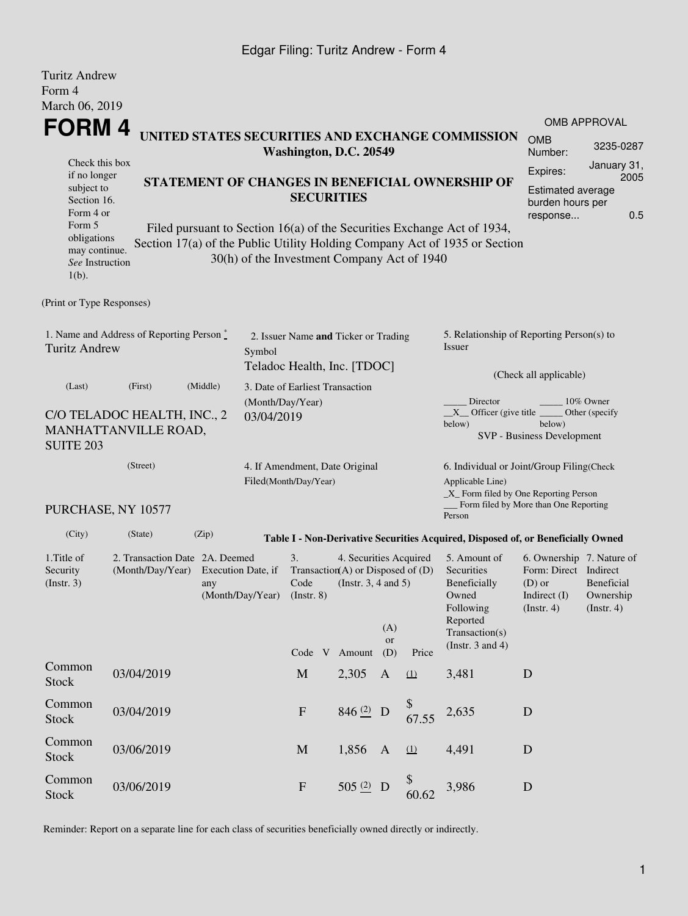Edgar Filing: Turitz Andrew - Form 4

Turitz Andrew
Form 4
March 06, 2019

# FORM 4

**UNITED STATES SECURITIES AND EXCHANGE COMMISSION**
**Washington, D.C. 20549**

OMB APPROVAL

| | |
|---|---|
| OMB Number: | 3235-0287 |
| Expires: | January 31, 2005 |
| Estimated average burden hours per response... | 0.5 |

Check this box if no longer subject to Section 16. Form 4 or Form 5 obligations may continue. *See* Instruction 1(b).

**STATEMENT OF CHANGES IN BENEFICIAL OWNERSHIP OF SECURITIES**

Filed pursuant to Section 16(a) of the Securities Exchange Act of 1934, Section 17(a) of the Public Utility Holding Company Act of 1935 or Section 30(h) of the Investment Company Act of 1940

(Print or Type Responses)

1. Name and Address of Reporting Person *
Turitz Andrew

(Last) (First) (Middle)

C/O TELADOC HEALTH, INC., 2 MANHATTANVILLE ROAD, SUITE 203

(Street)

PURCHASE, NY 10577

(City) (State) (Zip)

2. Issuer Name **and** Ticker or Trading Symbol
Teladoc Health, Inc. [TDOC]

3. Date of Earliest Transaction (Month/Day/Year)
03/04/2019

4. If Amendment, Date Original Filed(Month/Day/Year)

5. Relationship of Reporting Person(s) to Issuer

(Check all applicable)

_____ Director _____ 10% Owner
__X__ Officer (give title below) _____ Other (specify below)
SVP - Business Development

6. Individual or Joint/Group Filing(Check Applicable Line)
_X_ Form filed by One Reporting Person
___ Form filed by More than One Reporting Person

**Table I - Non-Derivative Securities Acquired, Disposed of, or Beneficially Owned**

| 1.Title of Security (Instr. 3) | 2. Transaction Date (Month/Day/Year) | 2A. Deemed Execution Date, if any (Month/Day/Year) | 3. Transaction Code (Instr. 8) | | 4. Securities Acquired (A) or Disposed of (D) (Instr. 3, 4 and 5) | | | 5. Amount of Securities Beneficially Owned Following Reported Transaction(s) (Instr. 3 and 4) | 6. Ownership Form: Direct (D) or Indirect (I) (Instr. 4) | 7. Nature of Indirect Beneficial Ownership (Instr. 4) |
|---|---|---|---|---|---|---|---|---|---|---|
| | | | Code | V | Amount | (A) or (D) | Price | | | |
| Common Stock | 03/04/2019 | | M | | 2,305 | A | (1) | 3,481 | D | |
| Common Stock | 03/04/2019 | | F | | 846 (2) | D | $ 67.55 | 2,635 | D | |
| Common Stock | 03/06/2019 | | M | | 1,856 | A | (1) | 4,491 | D | |
| Common Stock | 03/06/2019 | | F | | 505 (2) | D | $ 60.62 | 3,986 | D | |

Reminder: Report on a separate line for each class of securities beneficially owned directly or indirectly.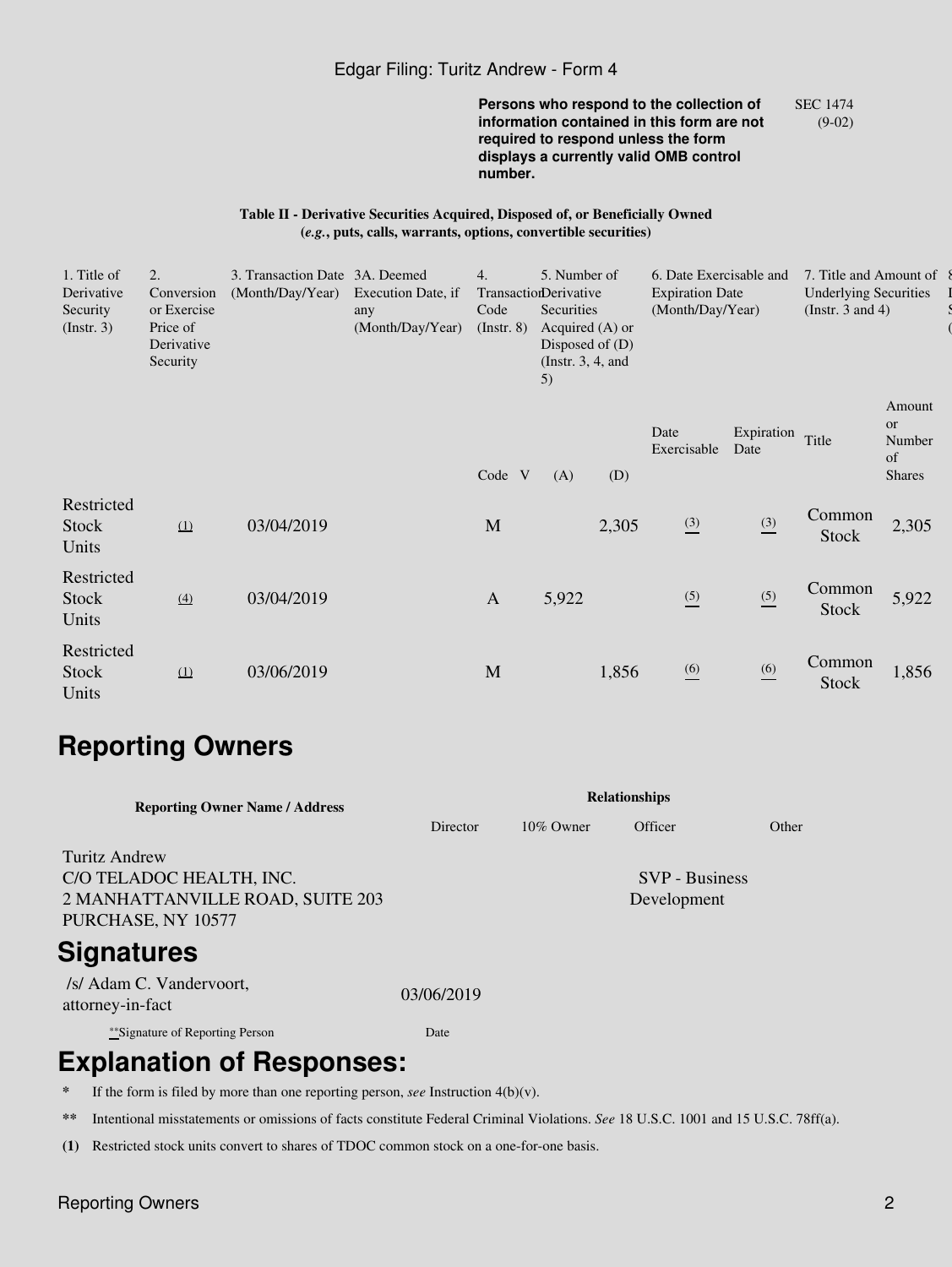**Persons who respond to the collection of information contained in this form are not required to respond unless the form displays a currently valid OMB control number.**

SEC 1474 (9-02)

**Table II - Derivative Securities Acquired, Disposed of, or Beneficially Owned (*e.g.*, puts, calls, warrants, options, convertible securities)**

| 1. Title of Derivative Security (Instr. 3) | 2. Conversion or Exercise Price of Derivative Security | 3. Transaction Date (Month/Day/Year) | 3A. Deemed Execution Date, if any (Month/Day/Year) | 4. Transaction Code (Instr. 8) | | 5. Number of Derivative Securities Acquired (A) or Disposed of (D) (Instr. 3, 4, and 5) | | 6. Date Exercisable and Expiration Date (Month/Day/Year) | | 7. Title and Amount of Underlying Securities (Instr. 3 and 4) | |
|---|---|---|---|---|---|---|---|---|---|---|---|
| | | | | Code | V | (A) | (D) | Date Exercisable | Expiration Date | Title | Amount or Number of Shares |
| Restricted Stock Units | (1) | 03/04/2019 | | M | | | 2,305 | (3) | (3) | Common Stock | 2,305 |
| Restricted Stock Units | (4) | 03/04/2019 | | A | | 5,922 | | (5) | (5) | Common Stock | 5,922 |
| Restricted Stock Units | (1) | 03/06/2019 | | M | | | 1,856 | (6) | (6) | Common Stock | 1,856 |

# Reporting Owners

| Reporting Owner Name / Address | Relationships | | | |
|---|---|---|---|---|
| | Director | 10% Owner | Officer | Other |
| Turitz Andrew<br>C/O TELADOC HEALTH, INC.<br>2 MANHATTANVILLE ROAD, SUITE 203<br>PURCHASE, NY 10577 | | | SVP - Business Development | |

# Signatures

| /s/ Adam C. Vandervoort, attorney-in-fact | 03/06/2019 |
|---|---|
| **Signature of Reporting Person | Date |

# Explanation of Responses:

- \* If the form is filed by more than one reporting person, *see* Instruction 4(b)(v).
- \*\* Intentional misstatements or omissions of facts constitute Federal Criminal Violations. *See* 18 U.S.C. 1001 and 15 U.S.C. 78ff(a).
- **(1)** Restricted stock units convert to shares of TDOC common stock on a one-for-one basis.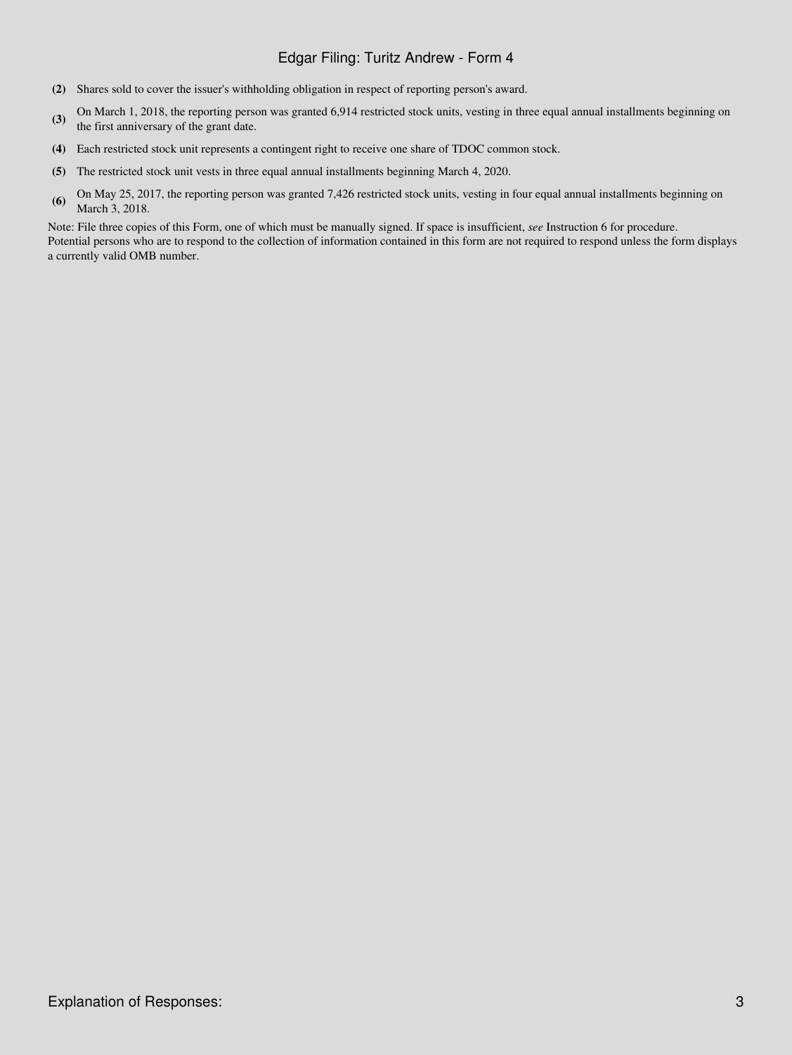- **(2)** Shares sold to cover the issuer's withholding obligation in respect of reporting person's award.
- **(3)** On March 1, 2018, the reporting person was granted 6,914 restricted stock units, vesting in three equal annual installments beginning on the first anniversary of the grant date.
- **(4)** Each restricted stock unit represents a contingent right to receive one share of TDOC common stock.
- **(5)** The restricted stock unit vests in three equal annual installments beginning March 4, 2020.
- **(6)** On May 25, 2017, the reporting person was granted 7,426 restricted stock units, vesting in four equal annual installments beginning on March 3, 2018.

Note: File three copies of this Form, one of which must be manually signed. If space is insufficient, *see* Instruction 6 for procedure.
Potential persons who are to respond to the collection of information contained in this form are not required to respond unless the form displays a currently valid OMB number.